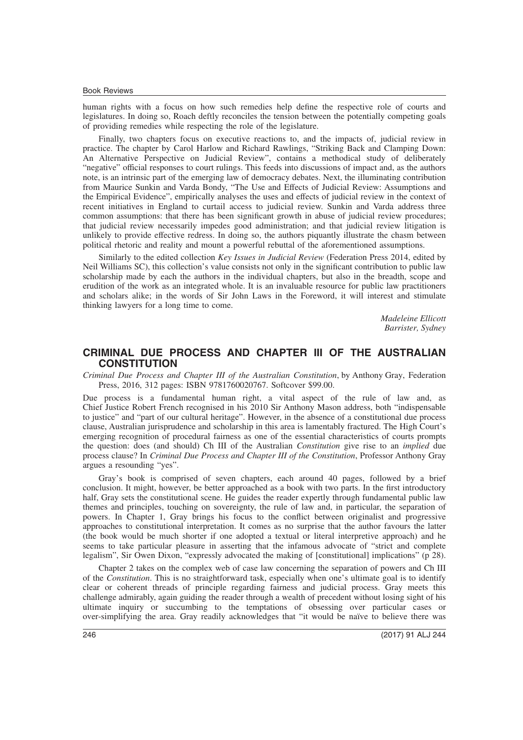human rights with a focus on how such remedies help define the respective role of courts and legislatures. In doing so, Roach deftly reconciles the tension between the potentially competing goals of providing remedies while respecting the role of the legislature.

Finally, two chapters focus on executive reactions to, and the impacts of, judicial review in practice. The chapter by Carol Harlow and Richard Rawlings, "Striking Back and Clamping Down: An Alternative Perspective on Judicial Review", contains a methodical study of deliberately "negative" official responses to court rulings. This feeds into discussions of impact and, as the authors note, is an intrinsic part of the emerging law of democracy debates. Next, the illuminating contribution from Maurice Sunkin and Varda Bondy, "The Use and Effects of Judicial Review: Assumptions and the Empirical Evidence", empirically analyses the uses and effects of judicial review in the context of recent initiatives in England to curtail access to judicial review. Sunkin and Varda address three common assumptions: that there has been significant growth in abuse of judicial review procedures; that judicial review necessarily impedes good administration; and that judicial review litigation is unlikely to provide effective redress. In doing so, the authors piquantly illustrate the chasm between political rhetoric and reality and mount a powerful rebuttal of the aforementioned assumptions.

Similarly to the edited collection *Key Issues in Judicial Review* (Federation Press 2014, edited by Neil Williams SC), this collection's value consists not only in the significant contribution to public law scholarship made by each the authors in the individual chapters, but also in the breadth, scope and erudition of the work as an integrated whole. It is an invaluable resource for public law practitioners and scholars alike; in the words of Sir John Laws in the Foreword, it will interest and stimulate thinking lawyers for a long time to come.

*Madeleine Ellicott*
*Barrister, Sydney*

## CRIMINAL DUE PROCESS AND CHAPTER III OF THE AUSTRALIAN CONSTITUTION

*Criminal Due Process and Chapter III of the Australian Constitution*, by Anthony Gray, Federation Press, 2016, 312 pages: ISBN 9781760020767. Softcover $99.00.

Due process is a fundamental human right, a vital aspect of the rule of law and, as Chief Justice Robert French recognised in his 2010 Sir Anthony Mason address, both "indispensable to justice" and "part of our cultural heritage". However, in the absence of a constitutional due process clause, Australian jurisprudence and scholarship in this area is lamentably fractured. The High Court's emerging recognition of procedural fairness as one of the essential characteristics of courts prompts the question: does (and should) Ch III of the Australian *Constitution* give rise to an *implied* due process clause? In *Criminal Due Process and Chapter III of the Constitution*, Professor Anthony Gray argues a resounding "yes".

Gray's book is comprised of seven chapters, each around 40 pages, followed by a brief conclusion. It might, however, be better approached as a book with two parts. In the first introductory half, Gray sets the constitutional scene. He guides the reader expertly through fundamental public law themes and principles, touching on sovereignty, the rule of law and, in particular, the separation of powers. In Chapter 1, Gray brings his focus to the conflict between originalist and progressive approaches to constitutional interpretation. It comes as no surprise that the author favours the latter (the book would be much shorter if one adopted a textual or literal interpretive approach) and he seems to take particular pleasure in asserting that the infamous advocate of "strict and complete legalism", Sir Owen Dixon, "expressly advocated the making of [constitutional] implications" (p 28).

Chapter 2 takes on the complex web of case law concerning the separation of powers and Ch III of the *Constitution*. This is no straightforward task, especially when one's ultimate goal is to identify clear or coherent threads of principle regarding fairness and judicial process. Gray meets this challenge admirably, again guiding the reader through a wealth of precedent without losing sight of his ultimate inquiry or succumbing to the temptations of obsessing over particular cases or over-simplifying the area. Gray readily acknowledges that "it would be naïve to believe there was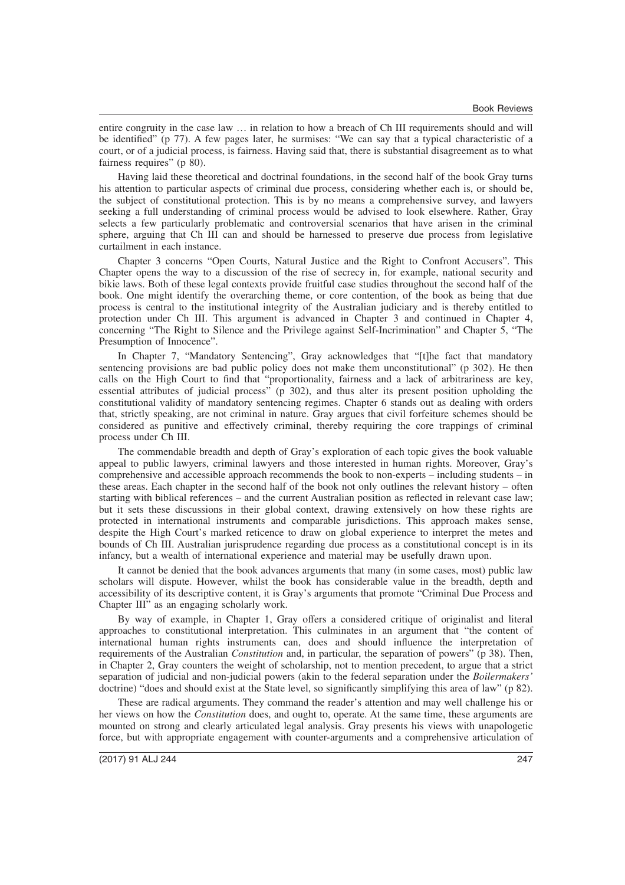entire congruity in the case law … in relation to how a breach of Ch III requirements should and will be identified" (p 77). A few pages later, he surmises: "We can say that a typical characteristic of a court, or of a judicial process, is fairness. Having said that, there is substantial disagreement as to what fairness requires" (p 80).

Having laid these theoretical and doctrinal foundations, in the second half of the book Gray turns his attention to particular aspects of criminal due process, considering whether each is, or should be, the subject of constitutional protection. This is by no means a comprehensive survey, and lawyers seeking a full understanding of criminal process would be advised to look elsewhere. Rather, Gray selects a few particularly problematic and controversial scenarios that have arisen in the criminal sphere, arguing that Ch III can and should be harnessed to preserve due process from legislative curtailment in each instance.

Chapter 3 concerns "Open Courts, Natural Justice and the Right to Confront Accusers". This Chapter opens the way to a discussion of the rise of secrecy in, for example, national security and bikie laws. Both of these legal contexts provide fruitful case studies throughout the second half of the book. One might identify the overarching theme, or core contention, of the book as being that due process is central to the institutional integrity of the Australian judiciary and is thereby entitled to protection under Ch III. This argument is advanced in Chapter 3 and continued in Chapter 4, concerning "The Right to Silence and the Privilege against Self-Incrimination" and Chapter 5, "The Presumption of Innocence".

In Chapter 7, "Mandatory Sentencing", Gray acknowledges that "[t]he fact that mandatory sentencing provisions are bad public policy does not make them unconstitutional" (p 302). He then calls on the High Court to find that "proportionality, fairness and a lack of arbitrariness are key, essential attributes of judicial process" (p 302), and thus alter its present position upholding the constitutional validity of mandatory sentencing regimes. Chapter 6 stands out as dealing with orders that, strictly speaking, are not criminal in nature. Gray argues that civil forfeiture schemes should be considered as punitive and effectively criminal, thereby requiring the core trappings of criminal process under Ch III.

The commendable breadth and depth of Gray's exploration of each topic gives the book valuable appeal to public lawyers, criminal lawyers and those interested in human rights. Moreover, Gray's comprehensive and accessible approach recommends the book to non-experts – including students – in these areas. Each chapter in the second half of the book not only outlines the relevant history – often starting with biblical references – and the current Australian position as reflected in relevant case law; but it sets these discussions in their global context, drawing extensively on how these rights are protected in international instruments and comparable jurisdictions. This approach makes sense, despite the High Court's marked reticence to draw on global experience to interpret the metes and bounds of Ch III. Australian jurisprudence regarding due process as a constitutional concept is in its infancy, but a wealth of international experience and material may be usefully drawn upon.

It cannot be denied that the book advances arguments that many (in some cases, most) public law scholars will dispute. However, whilst the book has considerable value in the breadth, depth and accessibility of its descriptive content, it is Gray's arguments that promote "Criminal Due Process and Chapter III" as an engaging scholarly work.

By way of example, in Chapter 1, Gray offers a considered critique of originalist and literal approaches to constitutional interpretation. This culminates in an argument that "the content of international human rights instruments can, does and should influence the interpretation of requirements of the Australian *Constitution* and, in particular, the separation of powers" (p 38). Then, in Chapter 2, Gray counters the weight of scholarship, not to mention precedent, to argue that a strict separation of judicial and non-judicial powers (akin to the federal separation under the *Boilermakers'* doctrine) "does and should exist at the State level, so significantly simplifying this area of law" (p 82).

These are radical arguments. They command the reader's attention and may well challenge his or her views on how the *Constitution* does, and ought to, operate. At the same time, these arguments are mounted on strong and clearly articulated legal analysis. Gray presents his views with unapologetic force, but with appropriate engagement with counter-arguments and a comprehensive articulation of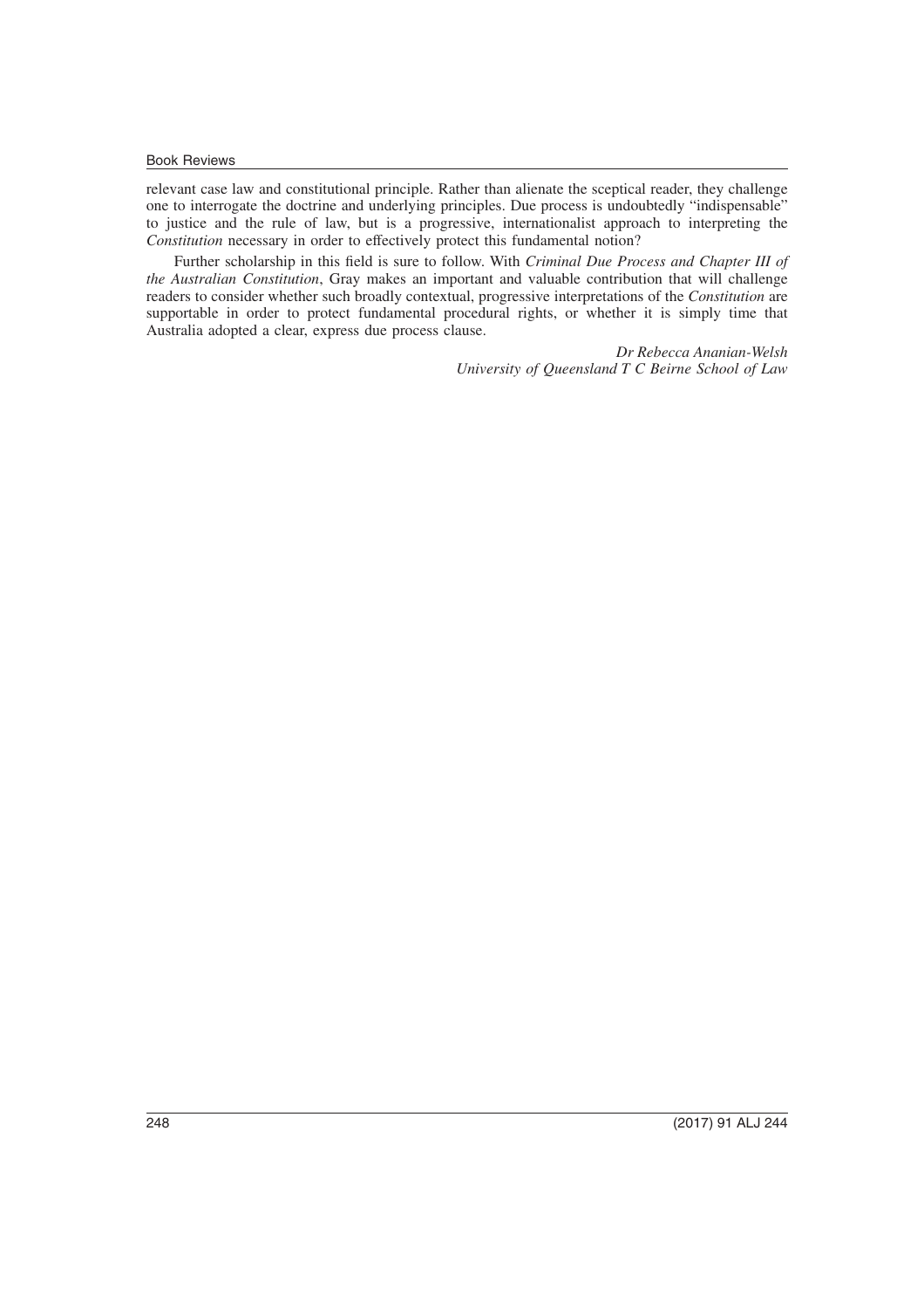relevant case law and constitutional principle. Rather than alienate the sceptical reader, they challenge one to interrogate the doctrine and underlying principles. Due process is undoubtedly "indispensable" to justice and the rule of law, but is a progressive, internationalist approach to interpreting the *Constitution* necessary in order to effectively protect this fundamental notion?

Further scholarship in this field is sure to follow. With *Criminal Due Process and Chapter III of the Australian Constitution*, Gray makes an important and valuable contribution that will challenge readers to consider whether such broadly contextual, progressive interpretations of the *Constitution* are supportable in order to protect fundamental procedural rights, or whether it is simply time that Australia adopted a clear, express due process clause.

*Dr Rebecca Ananian-Welsh*
*University of Queensland T C Beirne School of Law*